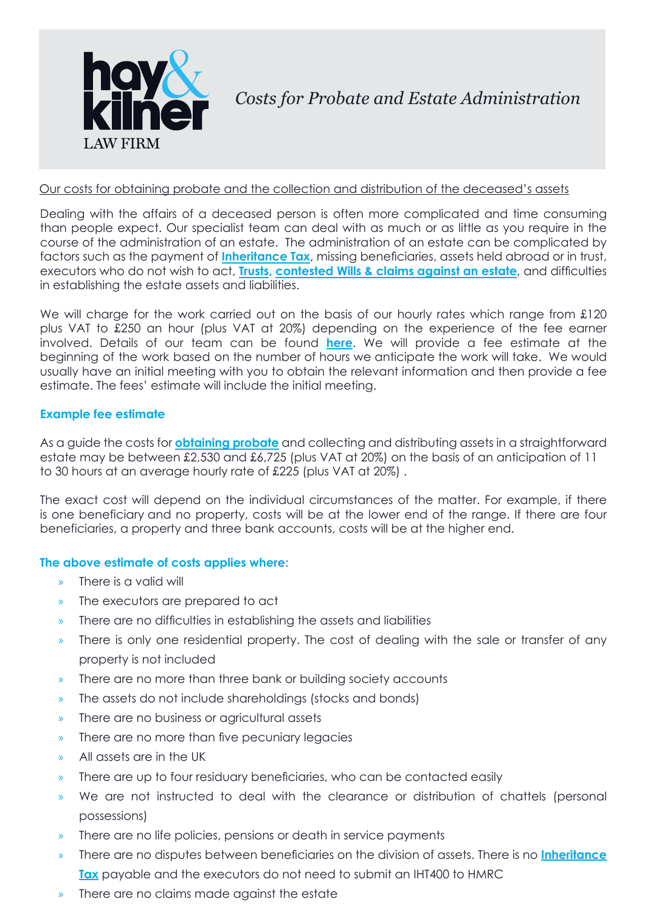# Costs for Probate and Estate Administration

hay & kilner LAW FIRM

Our costs for obtaining probate and the collection and distribution of the deceased's assets

Dealing with the affairs of a deceased person is often more complicated and time consuming than people expect. Our specialist team can deal with as much or as little as you require in the course of the administration of an estate. The administration of an estate can be complicated by factors such as the payment of **Inheritance Tax**, missing beneficiaries, assets held abroad or in trust, executors who do not wish to act, **Trusts**, **contested Wills & claims against an estate**, and difficulties in establishing the estate assets and liabilities.

We will charge for the work carried out on the basis of our hourly rates which range from £120 plus VAT to £250 an hour (plus VAT at 20%) depending on the experience of the fee earner involved. Details of our team can be found **here**. We will provide a fee estimate at the beginning of the work based on the number of hours we anticipate the work will take. We would usually have an initial meeting with you to obtain the relevant information and then provide a fee estimate. The fees' estimate will include the initial meeting.

### Example fee estimate

As a guide the costs for **obtaining probate** and collecting and distributing assets in a straightforward estate may be between £2,530 and £6,725 (plus VAT at 20%) on the basis of an anticipation of 11 to 30 hours at an average hourly rate of £225 (plus VAT at 20%) .

The exact cost will depend on the individual circumstances of the matter. For example, if there is one beneficiary and no property, costs will be at the lower end of the range. If there are four beneficiaries, a property and three bank accounts, costs will be at the higher end.

### The above estimate of costs applies where:

- There is a valid will
- The executors are prepared to act
- There are no difficulties in establishing the assets and liabilities
- There is only one residential property. The cost of dealing with the sale or transfer of any property is not included
- There are no more than three bank or building society accounts
- The assets do not include shareholdings (stocks and bonds)
- There are no business or agricultural assets
- There are no more than five pecuniary legacies
- All assets are in the UK
- There are up to four residuary beneficiaries, who can be contacted easily
- We are not instructed to deal with the clearance or distribution of chattels (personal possessions)
- There are no life policies, pensions or death in service payments
- There are no disputes between beneficiaries on the division of assets. There is no **Inheritance Tax** payable and the executors do not need to submit an IHT400 to HMRC
- There are no claims made against the estate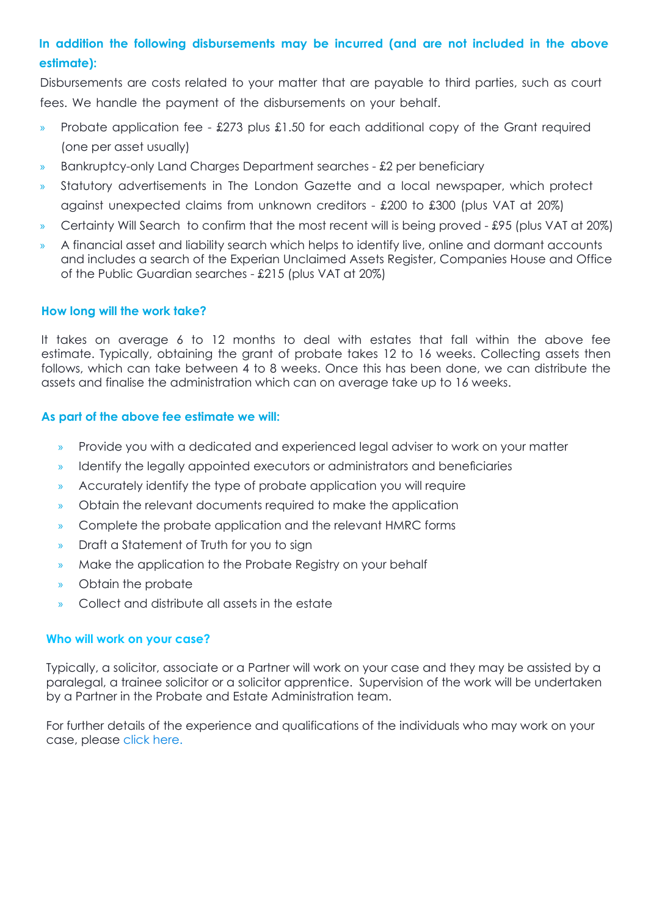**In addition the following disbursements may be incurred (and are not included in the above estimate):**

Disbursements are costs related to your matter that are payable to third parties, such as court fees. We handle the payment of the disbursements on your behalf.

- Probate application fee - £273 plus £1.50 for each additional copy of the Grant required (one per asset usually)
- Bankruptcy-only Land Charges Department searches - £2 per beneficiary
- Statutory advertisements in The London Gazette and a local newspaper, which protect against unexpected claims from unknown creditors - £200 to £300 (plus VAT at 20%)
- Certainty Will Search to confirm that the most recent will is being proved - £95 (plus VAT at 20%)
- A financial asset and liability search which helps to identify live, online and dormant accounts and includes a search of the Experian Unclaimed Assets Register, Companies House and Office of the Public Guardian searches - £215 (plus VAT at 20%)

**How long will the work take?**

It takes on average 6 to 12 months to deal with estates that fall within the above fee estimate. Typically, obtaining the grant of probate takes 12 to 16 weeks. Collecting assets then follows, which can take between 4 to 8 weeks. Once this has been done, we can distribute the assets and finalise the administration which can on average take up to 16 weeks.

**As part of the above fee estimate we will:**

- Provide you with a dedicated and experienced legal adviser to work on your matter
- Identify the legally appointed executors or administrators and beneficiaries
- Accurately identify the type of probate application you will require
- Obtain the relevant documents required to make the application
- Complete the probate application and the relevant HMRC forms
- Draft a Statement of Truth for you to sign
- Make the application to the Probate Registry on your behalf
- Obtain the probate
- Collect and distribute all assets in the estate

**Who will work on your case?**

Typically, a solicitor, associate or a Partner will work on your case and they may be assisted by a paralegal, a trainee solicitor or a solicitor apprentice. Supervision of the work will be undertaken by a Partner in the Probate and Estate Administration team.

For further details of the experience and qualifications of the individuals who may work on your case, please click here.